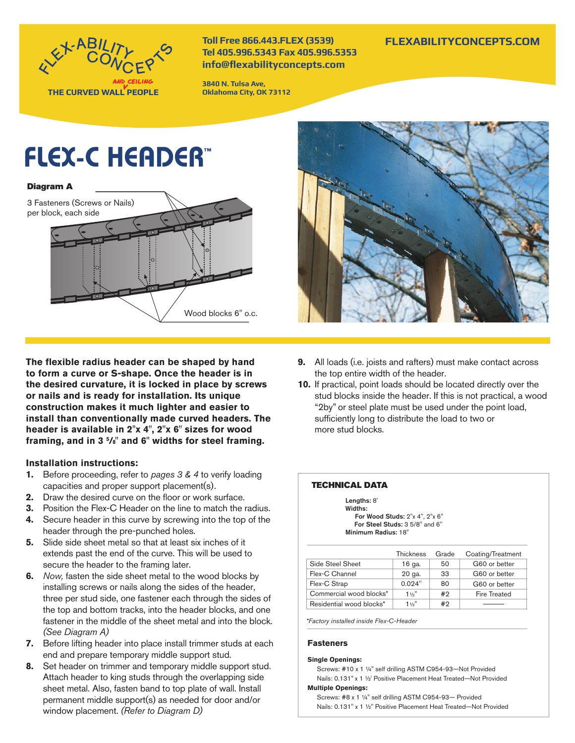FLEX-ABILITY CONCEPTS

THE CURVED WALL AND CEILING PEOPLE

**Toll Free 866.443.FLEX (3539)**
**Tel 405.996.5343 Fax 405.996.5353**
**info@flexabilityconcepts.com**

**3840 N. Tulsa Ave,**
**Oklahoma City, OK 73112**

**FLEXABILITYCONCEPTS.COM**

# FLEX-C HEADER™

**Diagram A**

3 Fasteners (Screws or Nails) per block, each side

Wood blocks 6" o.c.

**The flexible radius header can be shaped by hand to form a curve or S-shape. Once the header is in the desired curvature, it is locked in place by screws or nails and is ready for installation. Its unique construction makes it much lighter and easier to install than conventionally made curved headers. The header is available in 2"x 4", 2"x 6" sizes for wood framing, and in 3 5/8" and 6" widths for steel framing.**

### Installation instructions:

1. Before proceeding, refer to *pages 3 & 4* to verify loading capacities and proper support placement(s).
2. Draw the desired curve on the floor or work surface.
3. Position the Flex-C Header on the line to match the radius.
4. Secure header in this curve by screwing into the top of the header through the pre-punched holes.
5. Slide side sheet metal so that at least six inches of it extends past the end of the curve. This will be used to secure the header to the framing later.
6. *Now,* fasten the side sheet metal to the wood blocks by installing screws or nails along the sides of the header, three per stud side, one fastener each through the sides of the top and bottom tracks, into the header blocks, and one fastener in the middle of the sheet metal and into the block. *(See Diagram A)*
7. Before lifting header into place install trimmer studs at each end and prepare temporary middle support stud.
8. Set header on trimmer and temporary middle support stud. Attach header to king studs through the overlapping side sheet metal. Also, fasten band to top plate of wall. Install permanent middle support(s) as needed for door and/or window placement. *(Refer to Diagram D)*
9. All loads (i.e. joists and rafters) must make contact across the top entire width of the header.
10. If practical, point loads should be located directly over the stud blocks inside the header. If this is not practical, a wood "2by" or steel plate must be used under the point load, sufficiently long to distribute the load to two or more stud blocks.

### TECHNICAL DATA

**Lengths:** 8'
**Widths:**
**For Wood Studs:** 2"x 4", 2"x 6"
**For Steel Studs:** 3 5/8" and 6"
**Minimum Radius:** 18"

| | Thickness | Grade | Coating/Treatment |
|---|---|---|---|
| Side Steel Sheet | 16 ga. | 50 | G60 or better |
| Flex-C Channel | 20 ga. | 33 | G60 or better |
| Flex-C Strap | 0.024" | 80 | G60 or better |
| Commercial wood blocks* | 1½" | #2 | Fire Treated |
| Residential wood blocks* | 1½" | #2 | ——— |

*\*Factory installed inside Flex-C-Header*

#### Fasteners

**Single Openings:**
Screws: #10 x 1 ¼" self drilling ASTM C954-93—Not Provided
Nails: 0.131" x 1 ½' Positive Placement Heat Treated—Not Provided

**Multiple Openings:**
Screws: #8 x 1 ¼" self drilling ASTM C954-93— Provided
Nails: 0.131" x 1 ½" Positive Placement Heat Treated—Not Provided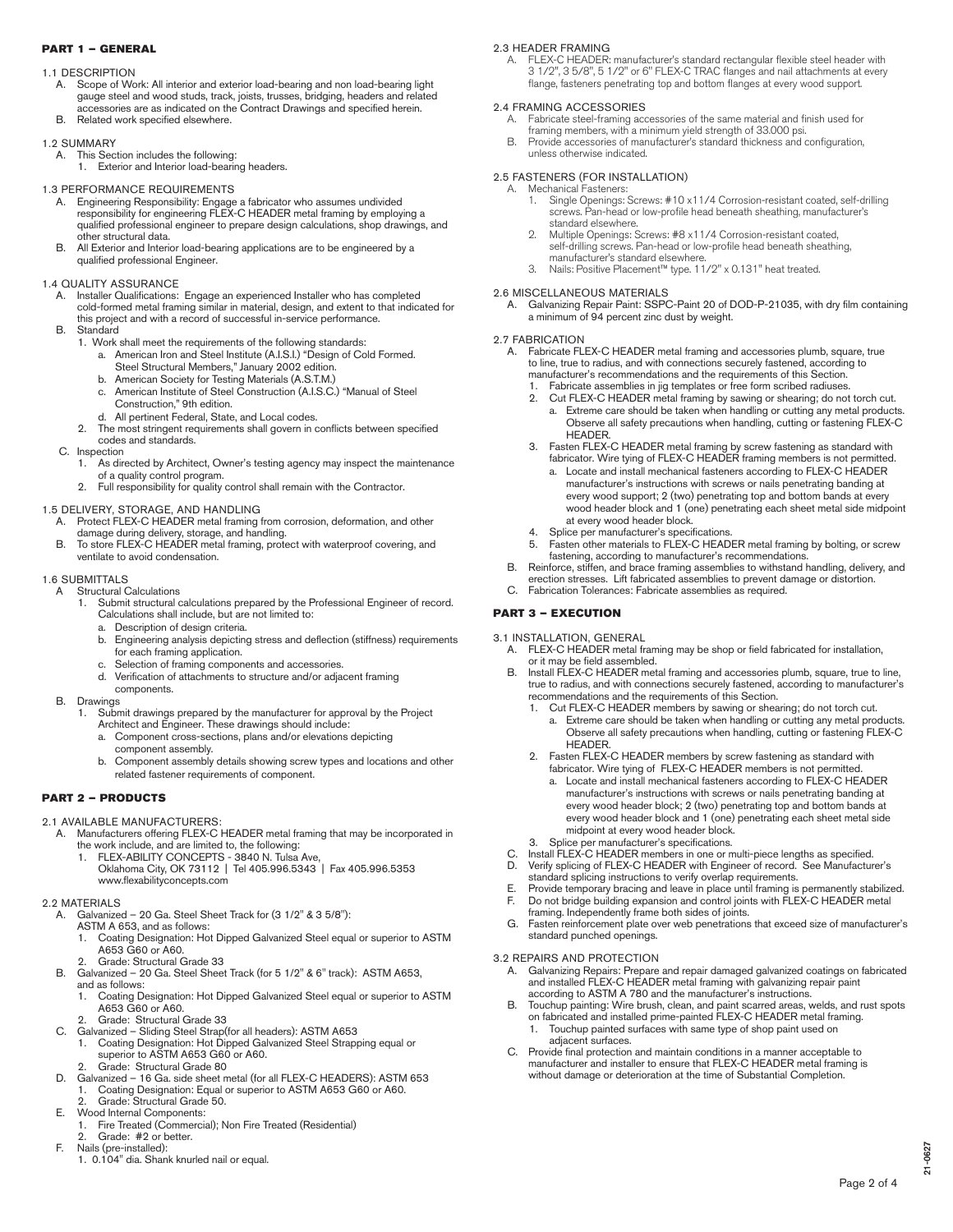## PART 1 – GENERAL

1.1 DESCRIPTION

A. Scope of Work: All interior and exterior load-bearing and non load-bearing light gauge steel and wood studs, track, joists, trusses, bridging, headers and related accessories are as indicated on the Contract Drawings and specified herein.

B. Related work specified elsewhere.

1.2 SUMMARY

A. This Section includes the following:
   1. Exterior and Interior load-bearing headers.

1.3 PERFORMANCE REQUIREMENTS

A. Engineering Responsibility: Engage a fabricator who assumes undivided responsibility for engineering FLEX-C HEADER metal framing by employing a qualified professional engineer to prepare design calculations, shop drawings, and other structural data.

B. All Exterior and Interior load-bearing applications are to be engineered by a qualified professional Engineer.

1.4 QUALITY ASSURANCE

A. Installer Qualifications: Engage an experienced Installer who has completed cold-formed metal framing similar in material, design, and extent to that indicated for this project and with a record of successful in-service performance.

B. Standard
   1. Work shall meet the requirements of the following standards:
      a. American Iron and Steel Institute (A.I.S.I.) "Design of Cold Formed. Steel Structural Members," January 2002 edition.
      b. American Society for Testing Materials (A.S.T.M.)
      c. American Institute of Steel Construction (A.I.S.C.) "Manual of Steel Construction," 9th edition.
      d. All pertinent Federal, State, and Local codes.
   2. The most stringent requirements shall govern in conflicts between specified codes and standards.

C. Inspection
   1. As directed by Architect, Owner's testing agency may inspect the maintenance of a quality control program.
   2. Full responsibility for quality control shall remain with the Contractor.

1.5 DELIVERY, STORAGE, AND HANDLING

A. Protect FLEX-C HEADER metal framing from corrosion, deformation, and other damage during delivery, storage, and handling.

B. To store FLEX-C HEADER metal framing, protect with waterproof covering, and ventilate to avoid condensation.

1.6 SUBMITTALS

A Structural Calculations
   1. Submit structural calculations prepared by the Professional Engineer of record. Calculations shall include, but are not limited to:
      a. Description of design criteria.
      b. Engineering analysis depicting stress and deflection (stiffness) requirements for each framing application.
      c. Selection of framing components and accessories.
      d. Verification of attachments to structure and/or adjacent framing components.

B. Drawings
   1. Submit drawings prepared by the manufacturer for approval by the Project Architect and Engineer. These drawings should include:
      a. Component cross-sections, plans and/or elevations depicting component assembly.
      b. Component assembly details showing screw types and locations and other related fastener requirements of component.

## PART 2 – PRODUCTS

2.1 AVAILABLE MANUFACTURERS:

A. Manufacturers offering FLEX-C HEADER metal framing that may be incorporated in the work include, and are limited to, the following:
   1. FLEX-ABILITY CONCEPTS - 3840 N. Tulsa Ave, Oklahoma City, OK 73112 | Tel 405.996.5343 | Fax 405.996.5353 www.flexabilityconcepts.com

2.2 MATERIALS

A. Galvanized – 20 Ga. Steel Sheet Track for (3 1/2" & 3 5/8"): ASTM A 653, and as follows:
   1. Coating Designation: Hot Dipped Galvanized Steel equal or superior to ASTM A653 G60 or A60.
   2. Grade: Structural Grade 33

B. Galvanized – 20 Ga. Steel Sheet Track (for 5 1/2" & 6" track): ASTM A653, and as follows:
   1. Coating Designation: Hot Dipped Galvanized Steel equal or superior to ASTM A653 G60 or A60.
   2. Grade: Structural Grade 33

C. Galvanized – Sliding Steel Strap(for all headers): ASTM A653
   1. Coating Designation: Hot Dipped Galvanized Steel Strapping equal or superior to ASTM A653 G60 or A60.
   2. Grade: Structural Grade 80

D. Galvanized – 16 Ga. side sheet metal (for all FLEX-C HEADERS): ASTM 653
   1. Coating Designation: Equal or superior to ASTM A653 G60 or A60.
   2. Grade: Structural Grade 50.

E. Wood Internal Components:
   1. Fire Treated (Commercial); Non Fire Treated (Residential)
   2. Grade: #2 or better.

F. Nails (pre-installed):
   1. 0.104" dia. Shank knurled nail or equal.

2.3 HEADER FRAMING

A. FLEX-C HEADER: manufacturer's standard rectangular flexible steel header with 3 1/2", 3 5/8", 5 1/2" or 6" FLEX-C TRAC flanges and nail attachments at every flange, fasteners penetrating top and bottom flanges at every wood support.

2.4 FRAMING ACCESSORIES

A. Fabricate steel-framing accessories of the same material and finish used for framing members, with a minimum yield strength of 33.000 psi.

B. Provide accessories of manufacturer's standard thickness and configuration, unless otherwise indicated.

2.5 FASTENERS (FOR INSTALLATION)

A. Mechanical Fasteners:
   1. Single Openings: Screws: #10 x11/4 Corrosion-resistant coated, self-drilling screws. Pan-head or low-profile head beneath sheathing, manufacturer's standard elsewhere.
   2. Multiple Openings: Screws: #8 x11/4 Corrosion-resistant coated, self-drilling screws. Pan-head or low-profile head beneath sheathing, manufacturer's standard elsewhere.
   3. Nails: Positive Placement™ type. 11/2" x 0.131" heat treated.

2.6 MISCELLANEOUS MATERIALS

A. Galvanizing Repair Paint: SSPC-Paint 20 of DOD-P-21035, with dry film containing a minimum of 94 percent zinc dust by weight.

2.7 FABRICATION

A. Fabricate FLEX-C HEADER metal framing and accessories plumb, square, true to line, true to radius, and with connections securely fastened, according to manufacturer's recommendations and the requirements of this Section.
   1. Fabricate assemblies in jig templates or free form scribed radiuses.
   2. Cut FLEX-C HEADER metal framing by sawing or shearing; do not torch cut.
      a. Extreme care should be taken when handling or cutting any metal products. Observe all safety precautions when handling, cutting or fastening FLEX-C HEADER.
   3. Fasten FLEX-C HEADER metal framing by screw fastening as standard with fabricator. Wire tying of FLEX-C HEADER framing members is not permitted.
      a. Locate and install mechanical fasteners according to FLEX-C HEADER manufacturer's instructions with screws or nails penetrating banding at every wood support; 2 (two) penetrating top and bottom bands at every wood header block and 1 (one) penetrating each sheet metal side midpoint at every wood header block.
   4. Splice per manufacturer's specifications.
   5. Fasten other materials to FLEX-C HEADER metal framing by bolting, or screw fastening, according to manufacturer's recommendations.

B. Reinforce, stiffen, and brace framing assemblies to withstand handling, delivery, and erection stresses. Lift fabricated assemblies to prevent damage or distortion.

C. Fabrication Tolerances: Fabricate assemblies as required.

## PART 3 – EXECUTION

3.1 INSTALLATION, GENERAL

A. FLEX-C HEADER metal framing may be shop or field fabricated for installation, or it may be field assembled.

B. Install FLEX-C HEADER metal framing and accessories plumb, square, true to line, true to radius, and with connections securely fastened, according to manufacturer's recommendations and the requirements of this Section.
   1. Cut FLEX-C HEADER members by sawing or shearing; do not torch cut.
      a. Extreme care should be taken when handling or cutting any metal products. Observe all safety precautions when handling, cutting or fastening FLEX-C HEADER.
   2. Fasten FLEX-C HEADER members by screw fastening as standard with fabricator. Wire tying of FLEX-C HEADER members is not permitted.
      a. Locate and install mechanical fasteners according to FLEX-C HEADER manufacturer's instructions with screws or nails penetrating banding at every wood header block; 2 (two) penetrating top and bottom bands at every wood header block and 1 (one) penetrating each sheet metal side midpoint at every wood header block.
   3. Splice per manufacturer's specifications.

C. Install FLEX-C HEADER members in one or multi-piece lengths as specified.

D. Verify splicing of FLEX-C HEADER with Engineer of record. See Manufacturer's standard splicing instructions to verify overlap requirements.

E. Provide temporary bracing and leave in place until framing is permanently stabilized.

F. Do not bridge building expansion and control joints with FLEX-C HEADER metal framing. Independently frame both sides of joints.

G. Fasten reinforcement plate over web penetrations that exceed size of manufacturer's standard punched openings.

3.2 REPAIRS AND PROTECTION

A. Galvanizing Repairs: Prepare and repair damaged galvanized coatings on fabricated and installed FLEX-C HEADER metal framing with galvanizing repair paint according to ASTM A 780 and the manufacturer's instructions.

B. Touchup painting: Wire brush, clean, and paint scarred areas, welds, and rust spots on fabricated and installed prime-painted FLEX-C HEADER metal framing.
   1. Touchup painted surfaces with same type of shop paint used on adjacent surfaces.

C. Provide final protection and maintain conditions in a manner acceptable to manufacturer and installer to ensure that FLEX-C HEADER metal framing is without damage or deterioration at the time of Substantial Completion.

21-0627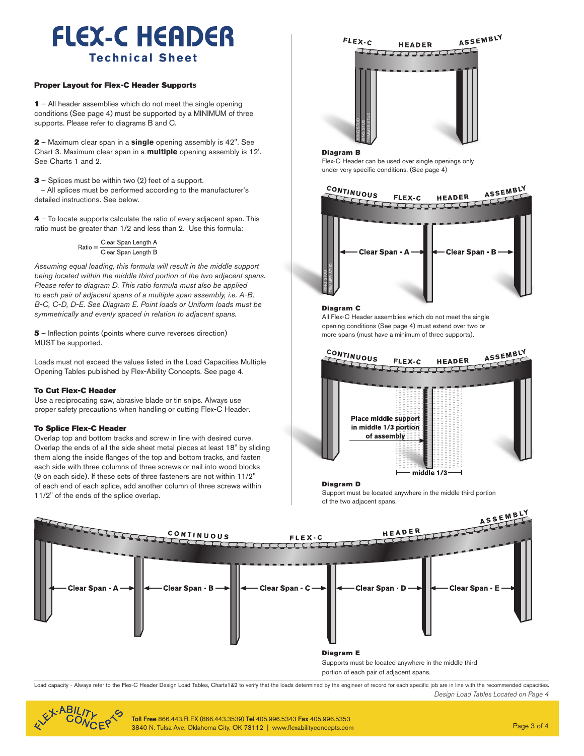# FLEX-C HEADER

## Technical Sheet

### Proper Layout for Flex-C Header Supports

**1** – All header assemblies which do not meet the single opening conditions (See page 4) must be supported by a MINIMUM of three supports. Please refer to diagrams B and C.

**2** – Maximum clear span in a **single** opening assembly is 42". See Chart 3. Maximum clear span in a **multiple** opening assembly is 12'. See Charts 1 and 2.

**3** – Splices must be within two (2) feet of a support.
– All splices must be performed according to the manufacturer's detailed instructions. See below.

**4** – To locate supports calculate the ratio of every adjacent span. This ratio must be greater than 1/2 and less than 2. Use this formula:

$$\text{Ratio} = \frac{\text{Clear Span Length A}}{\text{Clear Span Length B}}$$

*Assuming equal loading, this formula will result in the middle support being located within the middle third portion of the two adjacent spans. Please refer to diagram D. This ratio formula must also be applied to each pair of adjacent spans of a multiple span assembly, i.e. A-B, B-C, C-D, D-E. See Diagram E. Point loads or Uniform loads must be symmetrically and evenly spaced in relation to adjacent spans.*

**5** – Inflection points (points where curve reverses direction) MUST be supported.

Loads must not exceed the values listed in the Load Capacities Multiple Opening Tables published by Flex-Ability Concepts. See page 4.

### To Cut Flex-C Header

Use a reciprocating saw, abrasive blade or tin snips. Always use proper safety precautions when handling or cutting Flex-C Header.

### To Splice Flex-C Header

Overlap top and bottom tracks and screw in line with desired curve. Overlap the ends of all the side sheet metal pieces at least 18" by sliding them along the inside flanges of the top and bottom tracks, and fasten each side with three columns of three screws or nail into wood blocks (9 on each side). If these sets of three fasteners are not within 11/2" of each end of each splice, add another column of three screws within 11/2" of the ends of the splice overlap.

FLEX-C HEADER ASSEMBLY

KING STUD / KING STUD / TRIMMER STUD

**Diagram B**
Flex-C Header can be used over single openings only under very specific conditions. (See page 4)

CONTINUOUS FLEX-C HEADER ASSEMBLY

Clear Span - A | Clear Span - B

KING STUD / TRIMMER STUD

**Diagram C**
All Flex-C Header assemblies which do not meet the single opening conditions (See page 4) must extend over two or more spans (must have a minimum of three supports).

CONTINUOUS FLEX-C HEADER ASSEMBLY

Place middle support in middle 1/3 portion of assembly

middle 1/3

**Diagram D**
Support must be located anywhere in the middle third portion of the two adjacent spans.

CONTINUOUS FLEX-C HEADER ASSEMBLY

Clear Span - A | Clear Span - B | Clear Span - C | Clear Span - D | Clear Span - E

**Diagram E**
Supports must be located anywhere in the middle third portion of each pair of adjacent spans.

Load capacity - Always refer to the Flex-C Header Design Load Tables, Charts1&2 to verify that the loads determined by the engineer of record for each specific job are in line with the recommended capacities.
*Design Load Tables Located on Page 4*

FLEX-ABILITY CONCEPTS

**Toll Free** 866.443.FLEX (866.443.3539) **Tel** 405.996.5343 **Fax** 405.996.5353
3840 N. Tulsa Ave, Oklahoma City, OK 73112 | www.flexabilityconcepts.com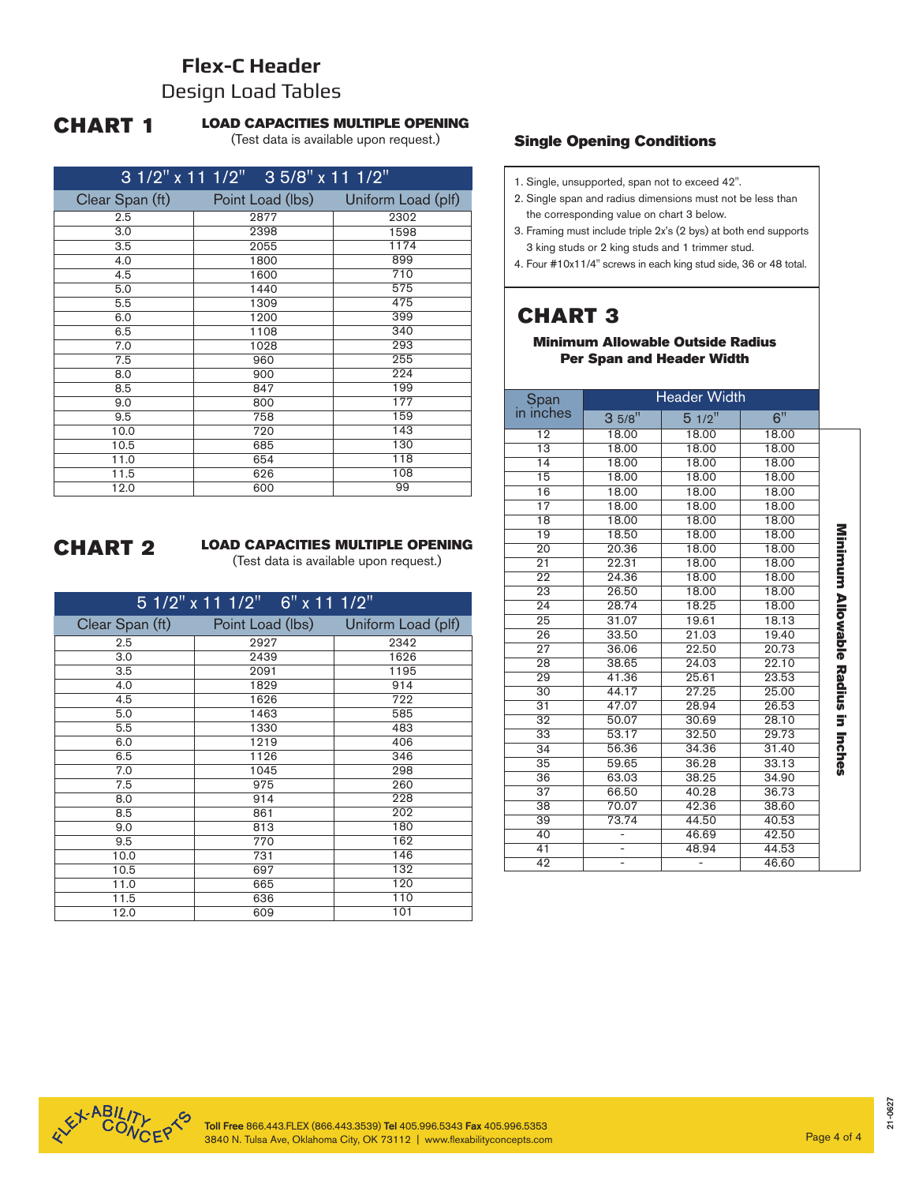# Flex-C Header

## Design Load Tables

## CHART 1

**LOAD CAPACITIES MULTIPLE OPENING**

(Test data is available upon request.)

| 3 1/2" x 11 1/2" 3 5/8" x 11 1/2" | | |
|---|---|---|
| Clear Span (ft) | Point Load (lbs) | Uniform Load (plf) |
| 2.5 | 2877 | 2302 |
| 3.0 | 2398 | 1598 |
| 3.5 | 2055 | 1174 |
| 4.0 | 1800 | 899 |
| 4.5 | 1600 | 710 |
| 5.0 | 1440 | 575 |
| 5.5 | 1309 | 475 |
| 6.0 | 1200 | 399 |
| 6.5 | 1108 | 340 |
| 7.0 | 1028 | 293 |
| 7.5 | 960 | 255 |
| 8.0 | 900 | 224 |
| 8.5 | 847 | 199 |
| 9.0 | 800 | 177 |
| 9.5 | 758 | 159 |
| 10.0 | 720 | 143 |
| 10.5 | 685 | 130 |
| 11.0 | 654 | 118 |
| 11.5 | 626 | 108 |
| 12.0 | 600 | 99 |

## CHART 2

**LOAD CAPACITIES MULTIPLE OPENING**

(Test data is available upon request.)

| 5 1/2" x 11 1/2" 6" x 11 1/2" | | |
|---|---|---|
| Clear Span (ft) | Point Load (lbs) | Uniform Load (plf) |
| 2.5 | 2927 | 2342 |
| 3.0 | 2439 | 1626 |
| 3.5 | 2091 | 1195 |
| 4.0 | 1829 | 914 |
| 4.5 | 1626 | 722 |
| 5.0 | 1463 | 585 |
| 5.5 | 1330 | 483 |
| 6.0 | 1219 | 406 |
| 6.5 | 1126 | 346 |
| 7.0 | 1045 | 298 |
| 7.5 | 975 | 260 |
| 8.0 | 914 | 228 |
| 8.5 | 861 | 202 |
| 9.0 | 813 | 180 |
| 9.5 | 770 | 162 |
| 10.0 | 731 | 146 |
| 10.5 | 697 | 132 |
| 11.0 | 665 | 120 |
| 11.5 | 636 | 110 |
| 12.0 | 609 | 101 |

### Single Opening Conditions

1. Single, unsupported, span not to exceed 42".
2. Single span and radius dimensions must not be less than the corresponding value on chart 3 below.
3. Framing must include triple 2x's (2 bys) at both end supports 3 king studs or 2 king studs and 1 trimmer stud.
4. Four #10x11/4" screws in each king stud side, 36 or 48 total.

## CHART 3

**Minimum Allowable Outside Radius Per Span and Header Width**

Minimum Allowable Radius in Inches

| Span in inches | Header Width | | |
|---|---|---|---|
| | 3 5/8" | 5 1/2" | 6" |
| 12 | 18.00 | 18.00 | 18.00 |
| 13 | 18.00 | 18.00 | 18.00 |
| 14 | 18.00 | 18.00 | 18.00 |
| 15 | 18.00 | 18.00 | 18.00 |
| 16 | 18.00 | 18.00 | 18.00 |
| 17 | 18.00 | 18.00 | 18.00 |
| 18 | 18.00 | 18.00 | 18.00 |
| 19 | 18.50 | 18.00 | 18.00 |
| 20 | 20.36 | 18.00 | 18.00 |
| 21 | 22.31 | 18.00 | 18.00 |
| 22 | 24.36 | 18.00 | 18.00 |
| 23 | 26.50 | 18.00 | 18.00 |
| 24 | 28.74 | 18.25 | 18.00 |
| 25 | 31.07 | 19.61 | 18.13 |
| 26 | 33.50 | 21.03 | 19.40 |
| 27 | 36.06 | 22.50 | 20.73 |
| 28 | 38.65 | 24.03 | 22.10 |
| 29 | 41.36 | 25.61 | 23.53 |
| 30 | 44.17 | 27.25 | 25.00 |
| 31 | 47.07 | 28.94 | 26.53 |
| 32 | 50.07 | 30.69 | 28.10 |
| 33 | 53.17 | 32.50 | 29.73 |
| 34 | 56.36 | 34.36 | 31.40 |
| 35 | 59.65 | 36.28 | 33.13 |
| 36 | 63.03 | 38.25 | 34.90 |
| 37 | 66.50 | 40.28 | 36.73 |
| 38 | 70.07 | 42.36 | 38.60 |
| 39 | 73.74 | 44.50 | 40.53 |
| 40 | - | 46.69 | 42.50 |
| 41 | - | 48.94 | 44.53 |
| 42 | - | - | 46.60 |

FLEX-ABILITY CONCEPTS

**Toll Free** 866.443.FLEX (866.443.3539) **Tel** 405.996.5343 **Fax** 405.996.5353
3840 N. Tulsa Ave, Oklahoma City, OK 73112 | www.flexabilityconcepts.com

21-0627